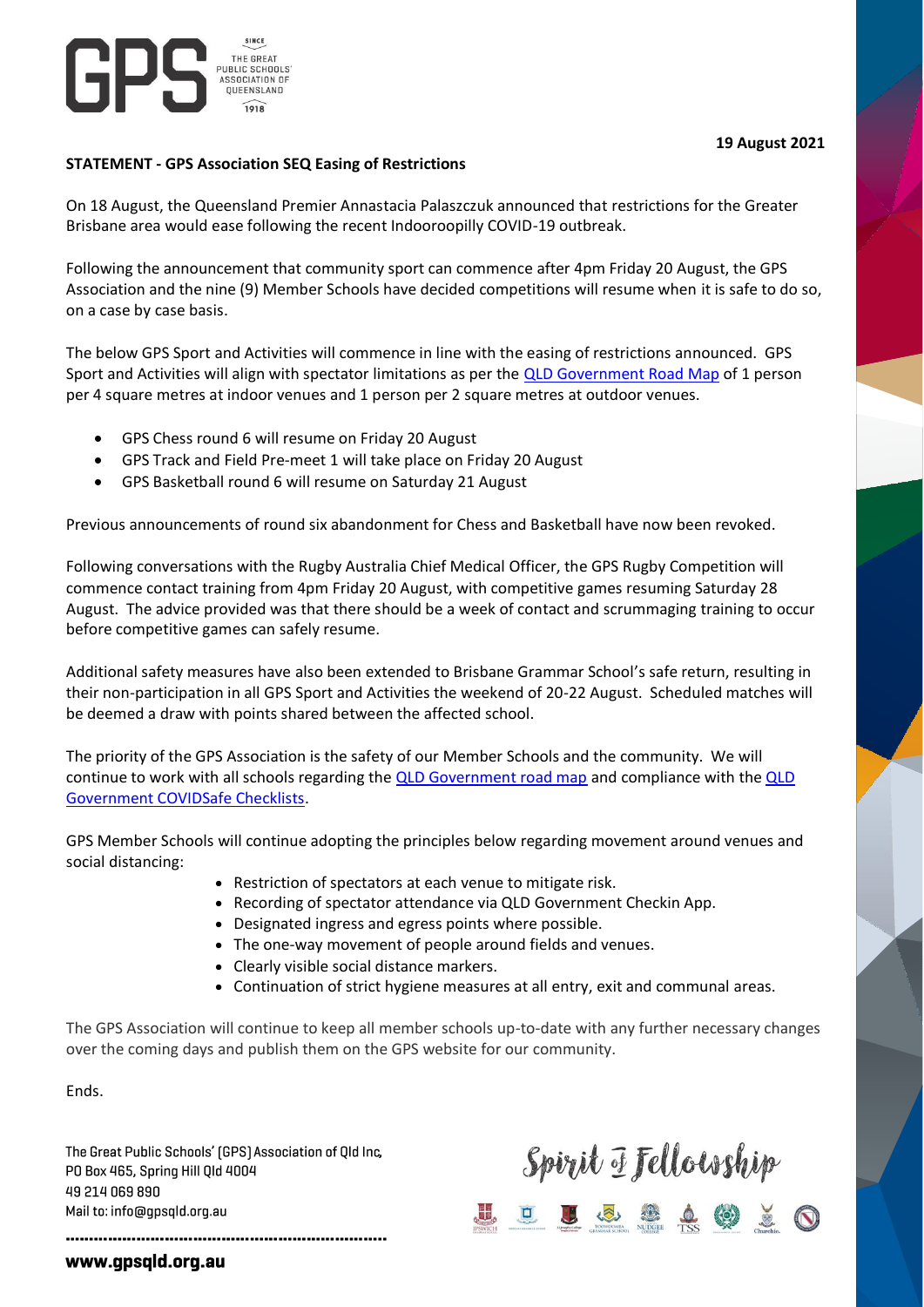GPS THE GREAT PUBLIC SCHOOLS' ASSOCIATION OF QUEENSLAND SINCE 1918

**19 August 2021**

**STATEMENT - GPS Association SEQ Easing of Restrictions**

On 18 August, the Queensland Premier Annastacia Palaszczuk announced that restrictions for the Greater Brisbane area would ease following the recent Indooroopilly COVID-19 outbreak.

Following the announcement that community sport can commence after 4pm Friday 20 August, the GPS Association and the nine (9) Member Schools have decided competitions will resume when it is safe to do so, on a case by case basis.

The below GPS Sport and Activities will commence in line with the easing of restrictions announced. GPS Sport and Activities will align with spectator limitations as per the QLD Government Road Map of 1 person per 4 square metres at indoor venues and 1 person per 2 square metres at outdoor venues.

- GPS Chess round 6 will resume on Friday 20 August
- GPS Track and Field Pre-meet 1 will take place on Friday 20 August
- GPS Basketball round 6 will resume on Saturday 21 August

Previous announcements of round six abandonment for Chess and Basketball have now been revoked.

Following conversations with the Rugby Australia Chief Medical Officer, the GPS Rugby Competition will commence contact training from 4pm Friday 20 August, with competitive games resuming Saturday 28 August. The advice provided was that there should be a week of contact and scrummaging training to occur before competitive games can safely resume.

Additional safety measures have also been extended to Brisbane Grammar School's safe return, resulting in their non-participation in all GPS Sport and Activities the weekend of 20-22 August. Scheduled matches will be deemed a draw with points shared between the affected school.

The priority of the GPS Association is the safety of our Member Schools and the community. We will continue to work with all schools regarding the QLD Government road map and compliance with the QLD Government COVIDSafe Checklists.

GPS Member Schools will continue adopting the principles below regarding movement around venues and social distancing:

- Restriction of spectators at each venue to mitigate risk.
- Recording of spectator attendance via QLD Government Checkin App.
- Designated ingress and egress points where possible.
- The one-way movement of people around fields and venues.
- Clearly visible social distance markers.
- Continuation of strict hygiene measures at all entry, exit and communal areas.

The GPS Association will continue to keep all member schools up-to-date with any further necessary changes over the coming days and publish them on the GPS website for our community.

Ends.

The Great Public Schools' (GPS) Association of Qld Inc,
PO Box 465, Spring Hill Qld 4004
49 214 069 890
Mail to: info@gpsqld.org.au

Spirit of Fellowship

www.gpsqld.org.au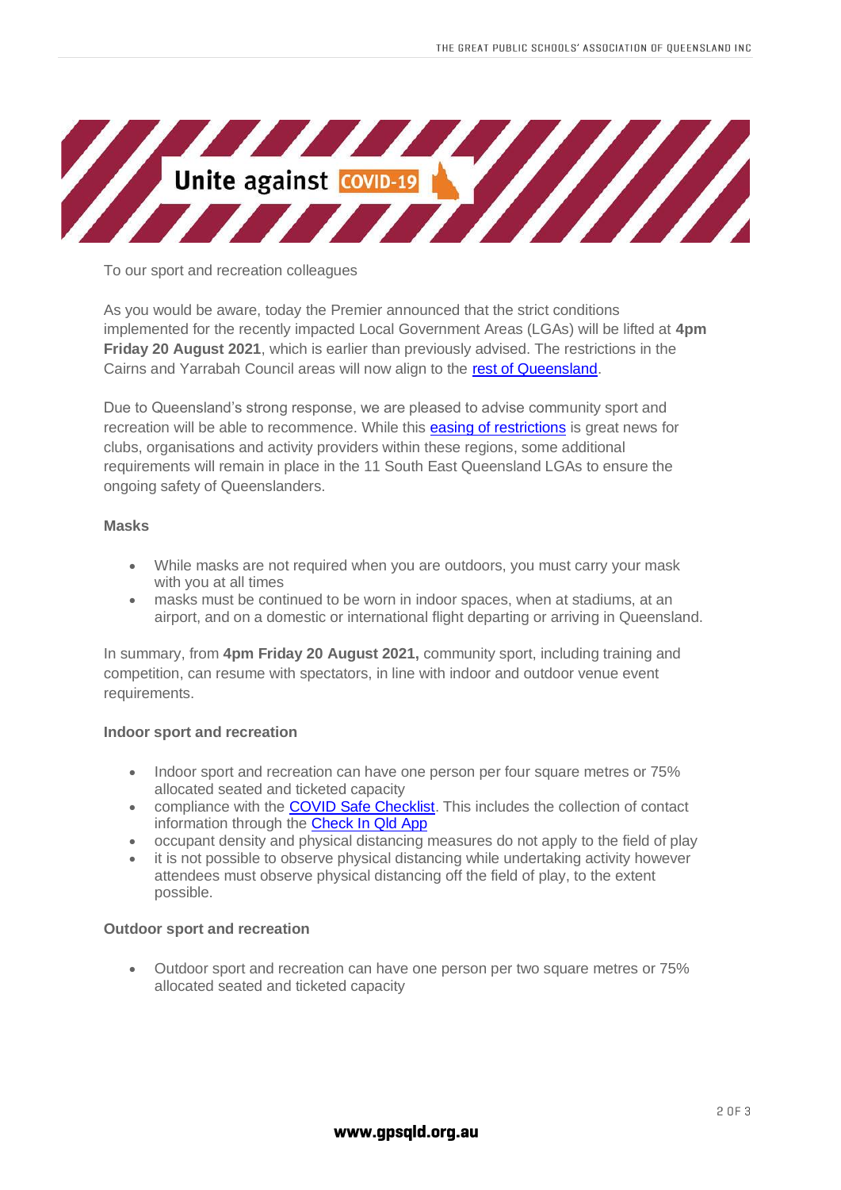To our sport and recreation colleagues

As you would be aware, today the Premier announced that the strict conditions implemented for the recently impacted Local Government Areas (LGAs) will be lifted at **4pm Friday 20 August 2021**, which is earlier than previously advised. The restrictions in the Cairns and Yarrabah Council areas will now align to the rest of Queensland.

Due to Queensland's strong response, we are pleased to advise community sport and recreation will be able to recommence. While this easing of restrictions is great news for clubs, organisations and activity providers within these regions, some additional requirements will remain in place in the 11 South East Queensland LGAs to ensure the ongoing safety of Queenslanders.

**Masks**

- While masks are not required when you are outdoors, you must carry your mask with you at all times
- masks must be continued to be worn in indoor spaces, when at stadiums, at an airport, and on a domestic or international flight departing or arriving in Queensland.

In summary, from **4pm Friday 20 August 2021,** community sport, including training and competition, can resume with spectators, in line with indoor and outdoor venue event requirements.

**Indoor sport and recreation**

- Indoor sport and recreation can have one person per four square metres or 75% allocated seated and ticketed capacity
- compliance with the COVID Safe Checklist. This includes the collection of contact information through the Check In Qld App
- occupant density and physical distancing measures do not apply to the field of play
- it is not possible to observe physical distancing while undertaking activity however attendees must observe physical distancing off the field of play, to the extent possible.

**Outdoor sport and recreation**

- Outdoor sport and recreation can have one person per two square metres or 75% allocated seated and ticketed capacity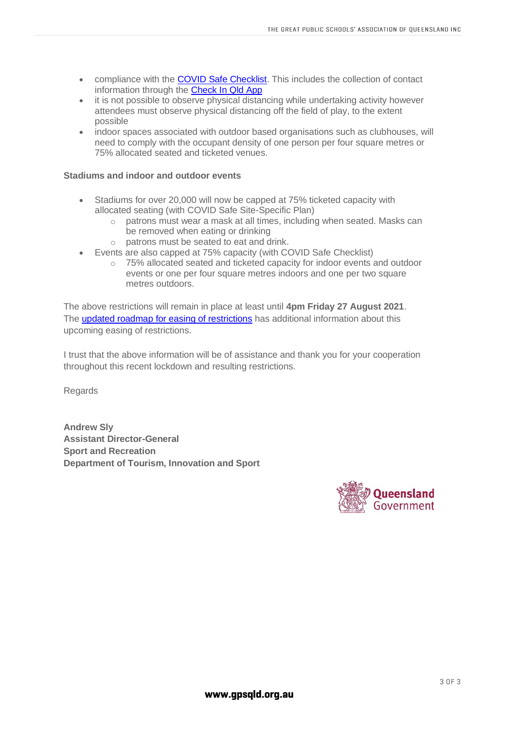- compliance with the [COVID Safe Checklist](). This includes the collection of contact information through the [Check In Qld App]()
- it is not possible to observe physical distancing while undertaking activity however attendees must observe physical distancing off the field of play, to the extent possible
- indoor spaces associated with outdoor based organisations such as clubhouses, will need to comply with the occupant density of one person per four square metres or 75% allocated seated and ticketed venues.

**Stadiums and indoor and outdoor events**

- Stadiums for over 20,000 will now be capped at 75% ticketed capacity with allocated seating (with COVID Safe Site-Specific Plan)
  - patrons must wear a mask at all times, including when seated. Masks can be removed when eating or drinking
  - patrons must be seated to eat and drink.
- Events are also capped at 75% capacity (with COVID Safe Checklist)
  - 75% allocated seated and ticketed capacity for indoor events and outdoor events or one per four square metres indoors and one per two square metres outdoors.

The above restrictions will remain in place at least until **4pm Friday 27 August 2021**. The [updated roadmap for easing of restrictions]() has additional information about this upcoming easing of restrictions.

I trust that the above information will be of assistance and thank you for your cooperation throughout this recent lockdown and resulting restrictions.

Regards

**Andrew Sly**
**Assistant Director-General**
**Sport and Recreation**
**Department of Tourism, Innovation and Sport**

Queensland Government